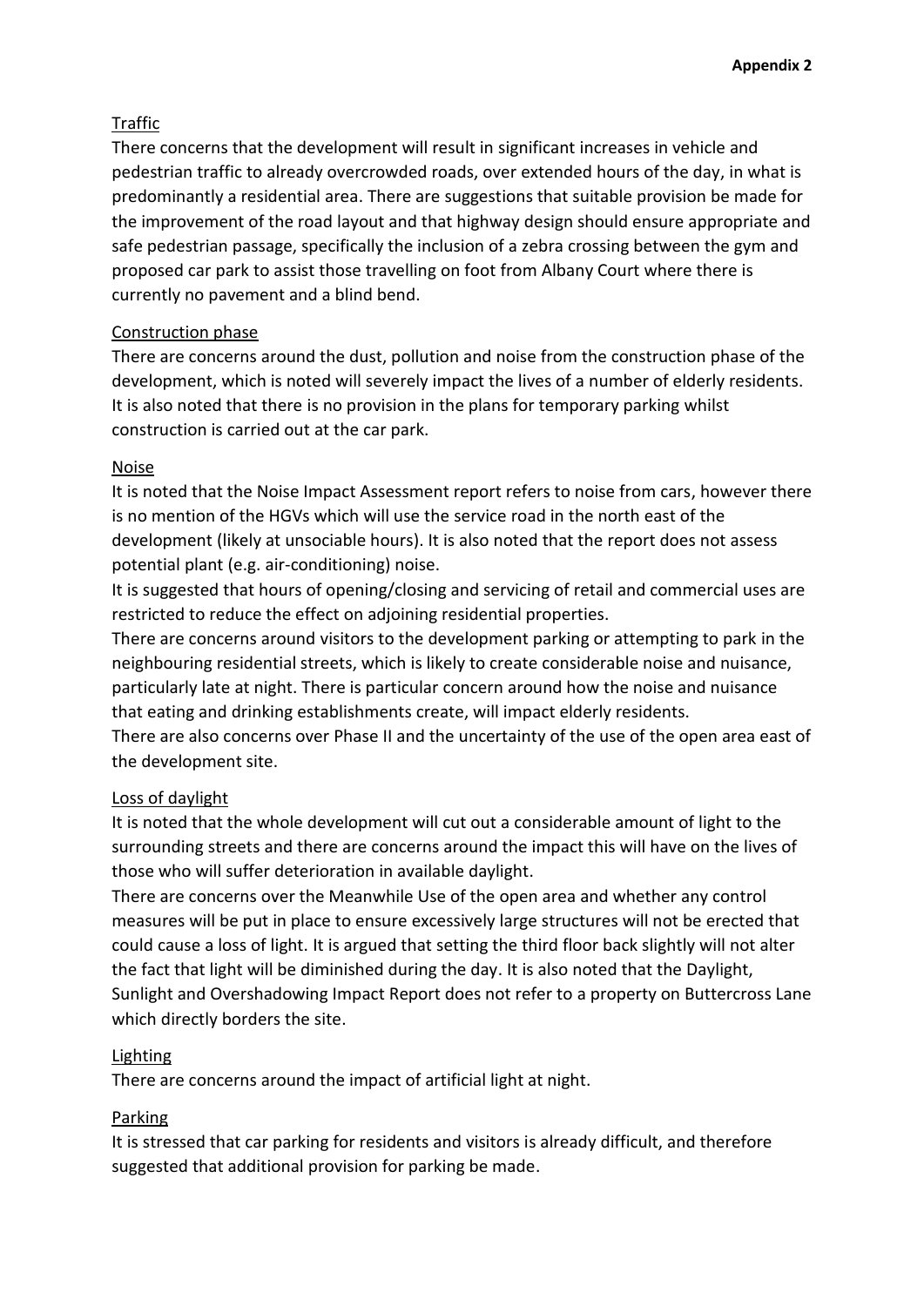**Appendix 2**

Traffic

There concerns that the development will result in significant increases in vehicle and pedestrian traffic to already overcrowded roads, over extended hours of the day, in what is predominantly a residential area. There are suggestions that suitable provision be made for the improvement of the road layout and that highway design should ensure appropriate and safe pedestrian passage, specifically the inclusion of a zebra crossing between the gym and proposed car park to assist those travelling on foot from Albany Court where there is currently no pavement and a blind bend.

Construction phase

There are concerns around the dust, pollution and noise from the construction phase of the development, which is noted will severely impact the lives of a number of elderly residents. It is also noted that there is no provision in the plans for temporary parking whilst construction is carried out at the car park.

Noise

It is noted that the Noise Impact Assessment report refers to noise from cars, however there is no mention of the HGVs which will use the service road in the north east of the development (likely at unsociable hours). It is also noted that the report does not assess potential plant (e.g. air-conditioning) noise.

It is suggested that hours of opening/closing and servicing of retail and commercial uses are restricted to reduce the effect on adjoining residential properties.

There are concerns around visitors to the development parking or attempting to park in the neighbouring residential streets, which is likely to create considerable noise and nuisance, particularly late at night. There is particular concern around how the noise and nuisance that eating and drinking establishments create, will impact elderly residents.

There are also concerns over Phase II and the uncertainty of the use of the open area east of the development site.

Loss of daylight

It is noted that the whole development will cut out a considerable amount of light to the surrounding streets and there are concerns around the impact this will have on the lives of those who will suffer deterioration in available daylight.

There are concerns over the Meanwhile Use of the open area and whether any control measures will be put in place to ensure excessively large structures will not be erected that could cause a loss of light. It is argued that setting the third floor back slightly will not alter the fact that light will be diminished during the day. It is also noted that the Daylight, Sunlight and Overshadowing Impact Report does not refer to a property on Buttercross Lane which directly borders the site.

Lighting

There are concerns around the impact of artificial light at night.

Parking

It is stressed that car parking for residents and visitors is already difficult, and therefore suggested that additional provision for parking be made.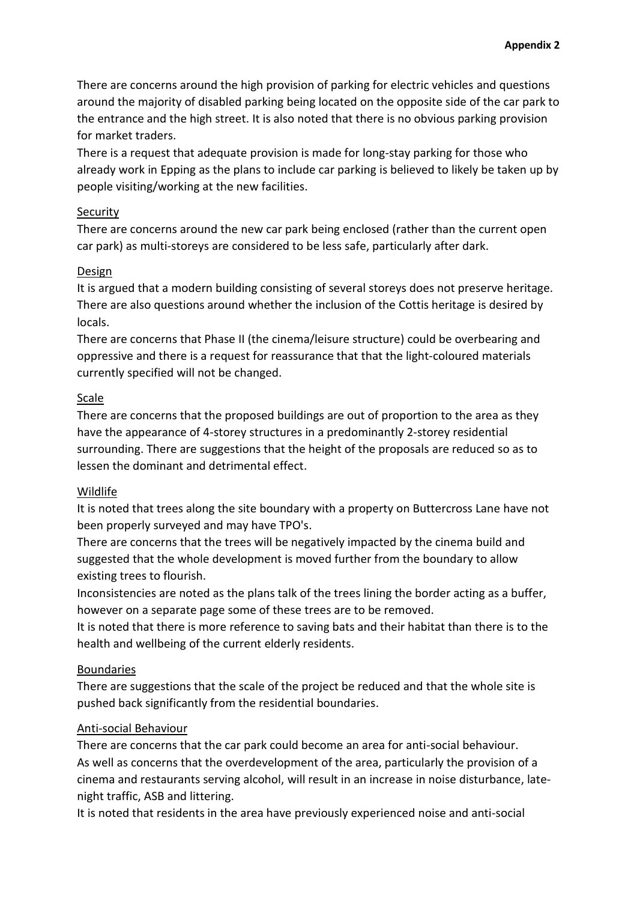There are concerns around the high provision of parking for electric vehicles and questions around the majority of disabled parking being located on the opposite side of the car park to the entrance and the high street. It is also noted that there is no obvious parking provision for market traders.

There is a request that adequate provision is made for long-stay parking for those who already work in Epping as the plans to include car parking is believed to likely be taken up by people visiting/working at the new facilities.

<u>Security</u>

There are concerns around the new car park being enclosed (rather than the current open car park) as multi-storeys are considered to be less safe, particularly after dark.

<u>Design</u>

It is argued that a modern building consisting of several storeys does not preserve heritage. There are also questions around whether the inclusion of the Cottis heritage is desired by locals.

There are concerns that Phase II (the cinema/leisure structure) could be overbearing and oppressive and there is a request for reassurance that that the light-coloured materials currently specified will not be changed.

<u>Scale</u>

There are concerns that the proposed buildings are out of proportion to the area as they have the appearance of 4-storey structures in a predominantly 2-storey residential surrounding. There are suggestions that the height of the proposals are reduced so as to lessen the dominant and detrimental effect.

<u>Wildlife</u>

It is noted that trees along the site boundary with a property on Buttercross Lane have not been properly surveyed and may have TPO's.

There are concerns that the trees will be negatively impacted by the cinema build and suggested that the whole development is moved further from the boundary to allow existing trees to flourish.

Inconsistencies are noted as the plans talk of the trees lining the border acting as a buffer, however on a separate page some of these trees are to be removed.

It is noted that there is more reference to saving bats and their habitat than there is to the health and wellbeing of the current elderly residents.

<u>Boundaries</u>

There are suggestions that the scale of the project be reduced and that the whole site is pushed back significantly from the residential boundaries.

<u>Anti-social Behaviour</u>

There are concerns that the car park could become an area for anti-social behaviour.

As well as concerns that the overdevelopment of the area, particularly the provision of a cinema and restaurants serving alcohol, will result in an increase in noise disturbance, late-night traffic, ASB and littering.

It is noted that residents in the area have previously experienced noise and anti-social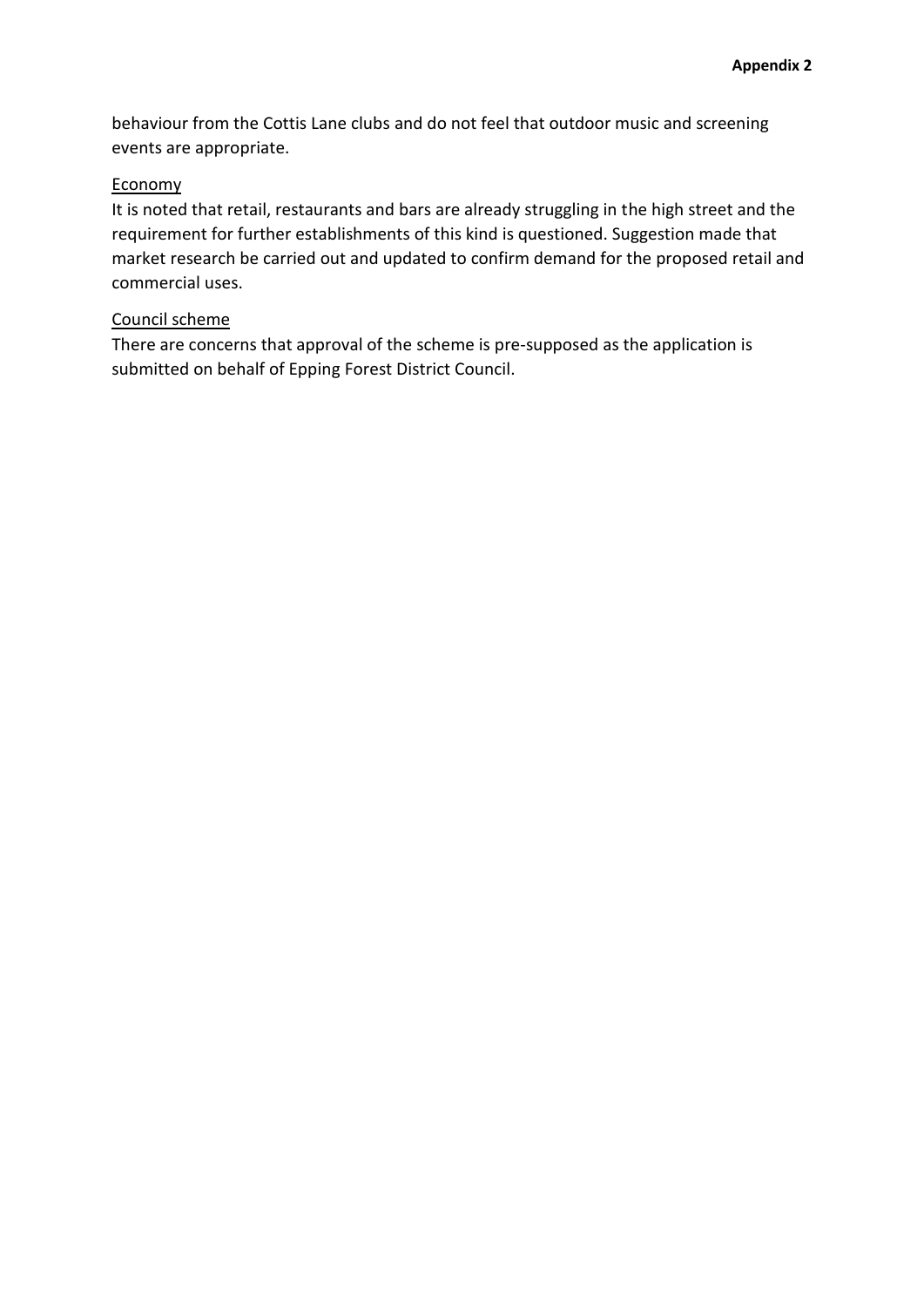behaviour from the Cottis Lane clubs and do not feel that outdoor music and screening events are appropriate.

<u>Economy</u>

It is noted that retail, restaurants and bars are already struggling in the high street and the requirement for further establishments of this kind is questioned. Suggestion made that market research be carried out and updated to confirm demand for the proposed retail and commercial uses.

<u>Council scheme</u>

There are concerns that approval of the scheme is pre-supposed as the application is submitted on behalf of Epping Forest District Council.